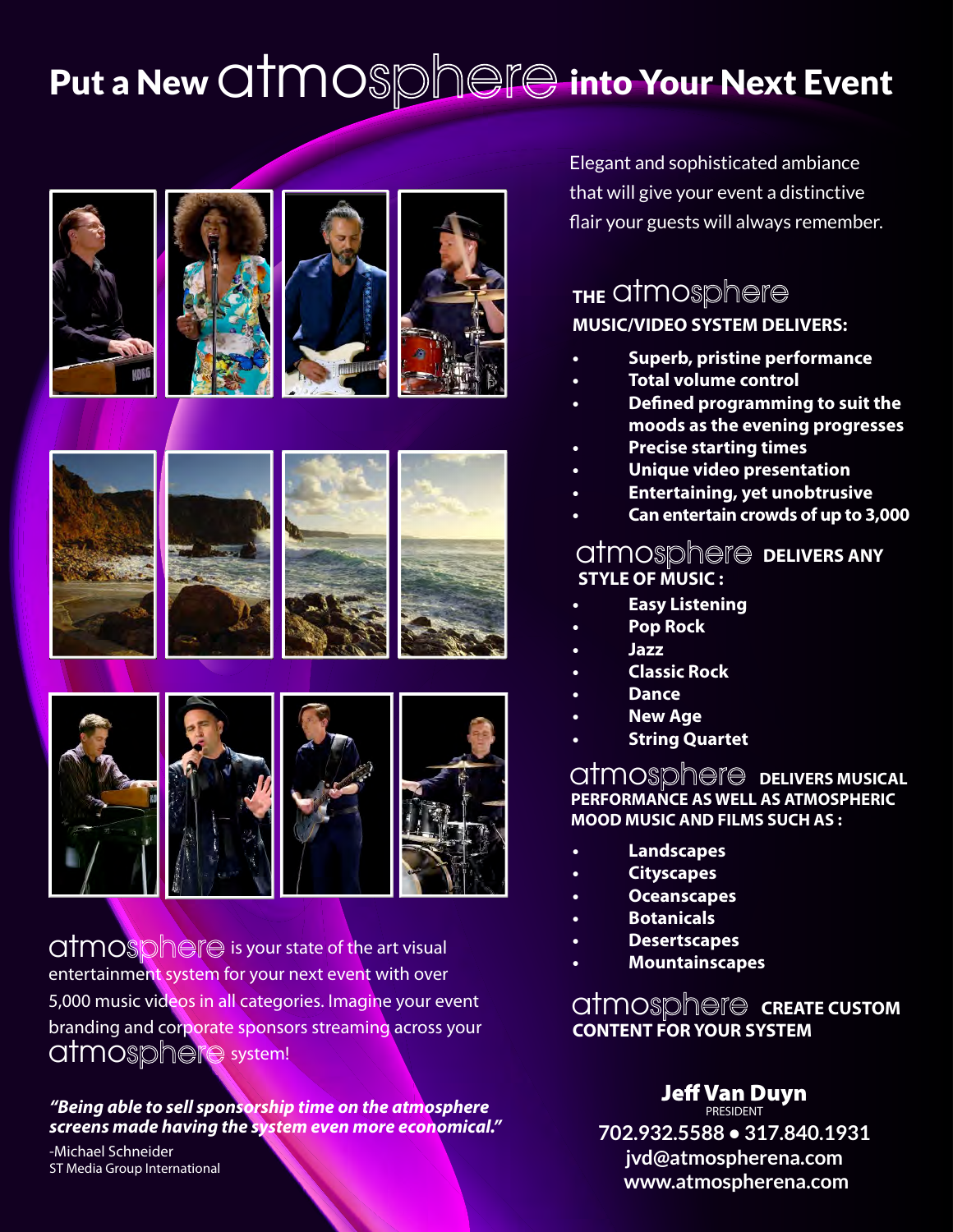# Put a New atmosphere into Your Next Event

Elegant and sophisticated ambiance that will give your event a distinctive flair your guests will always remember.

## THE atmosphere MUSIC/VIDEO SYSTEM DELIVERS:

- **Superb, pristine performance**
- **Total volume control**
- **Defined programming to suit the moods as the evening progresses**
- **Precise starting times**
- **Unique video presentation**
- **Entertaining, yet unobtrusive**
- **Can entertain crowds of up to 3,000**

## atmosphere DELIVERS ANY STYLE OF MUSIC :

- **Easy Listening**
- **Pop Rock**
- **Jazz**
- **Classic Rock**
- **Dance**
- **New Age**
- **String Quartet**

## atmosphere DELIVERS MUSICAL PERFORMANCE AS WELL AS ATMOSPHERIC MOOD MUSIC AND FILMS SUCH AS :

- **Landscapes**
- **Cityscapes**
- **Oceanscapes**
- **Botanicals**
- **Desertscapes**
- **Mountainscapes**

## atmosphere CREATE CUSTOM CONTENT FOR YOUR SYSTEM

atmosphere is your state of the art visual entertainment system for your next event with over 5,000 music videos in all categories. Imagine your event branding and corporate sponsors streaming across your atmosphere system!

***"Being able to sell sponsorship time on the atmosphere screens made having the system even more economical."***

-Michael Schneider
ST Media Group International

**Jeff Van Duyn**
PRESIDENT
702.932.5588 • 317.840.1931
jvd@atmospherena.com
www.atmospherena.com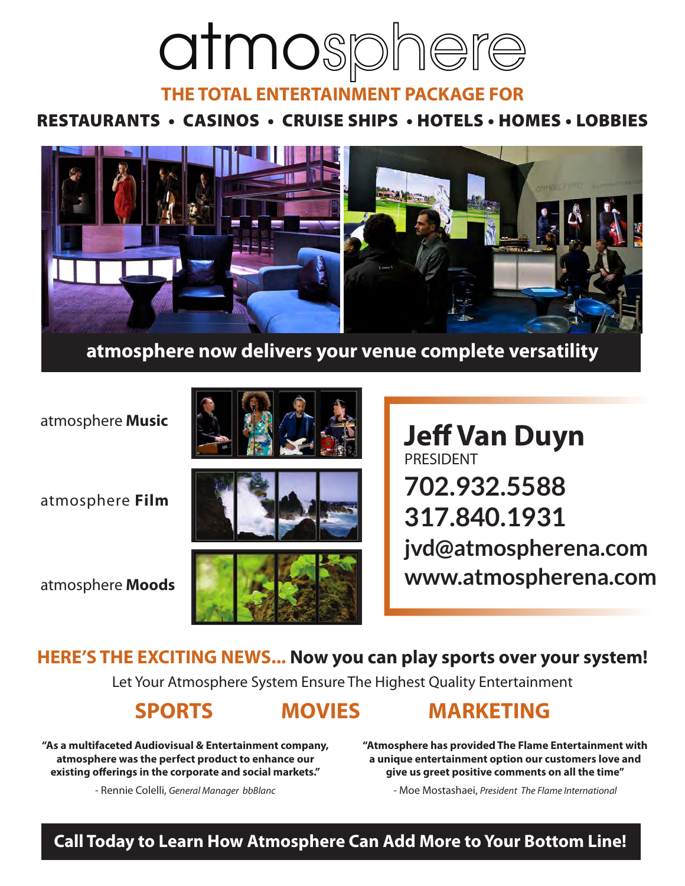# atmosphere

## THE TOTAL ENTERTAINMENT PACKAGE FOR

**RESTAURANTS • CASINOS • CRUISE SHIPS • HOTELS • HOMES • LOBBIES**

**atmosphere now delivers your venue complete versatility**

atmosphere **Music**

atmosphere **Film**

atmosphere **Moods**

**Jeff Van Duyn**
PRESIDENT
**702.932.5588**
**317.840.1931**
**jvd@atmospherena.com**
**www.atmospherena.com**

## HERE'S THE EXCITING NEWS... Now you can play sports over your system!

Let Your Atmosphere System Ensure The Highest Quality Entertainment

**SPORTS** **MOVIES** **MARKETING**

**"As a multifaceted Audiovisual & Entertainment company, atmosphere was the perfect product to enhance our existing offerings in the corporate and social markets."**

- Rennie Colelli, *General Manager bbBlanc*

**"Atmosphere has provided The Flame Entertainment with a unique entertainment option our customers love and give us greet positive comments on all the time"**

- Moe Mostashaei, *President The Flame International*

**Call Today to Learn How Atmosphere Can Add More to Your Bottom Line!**